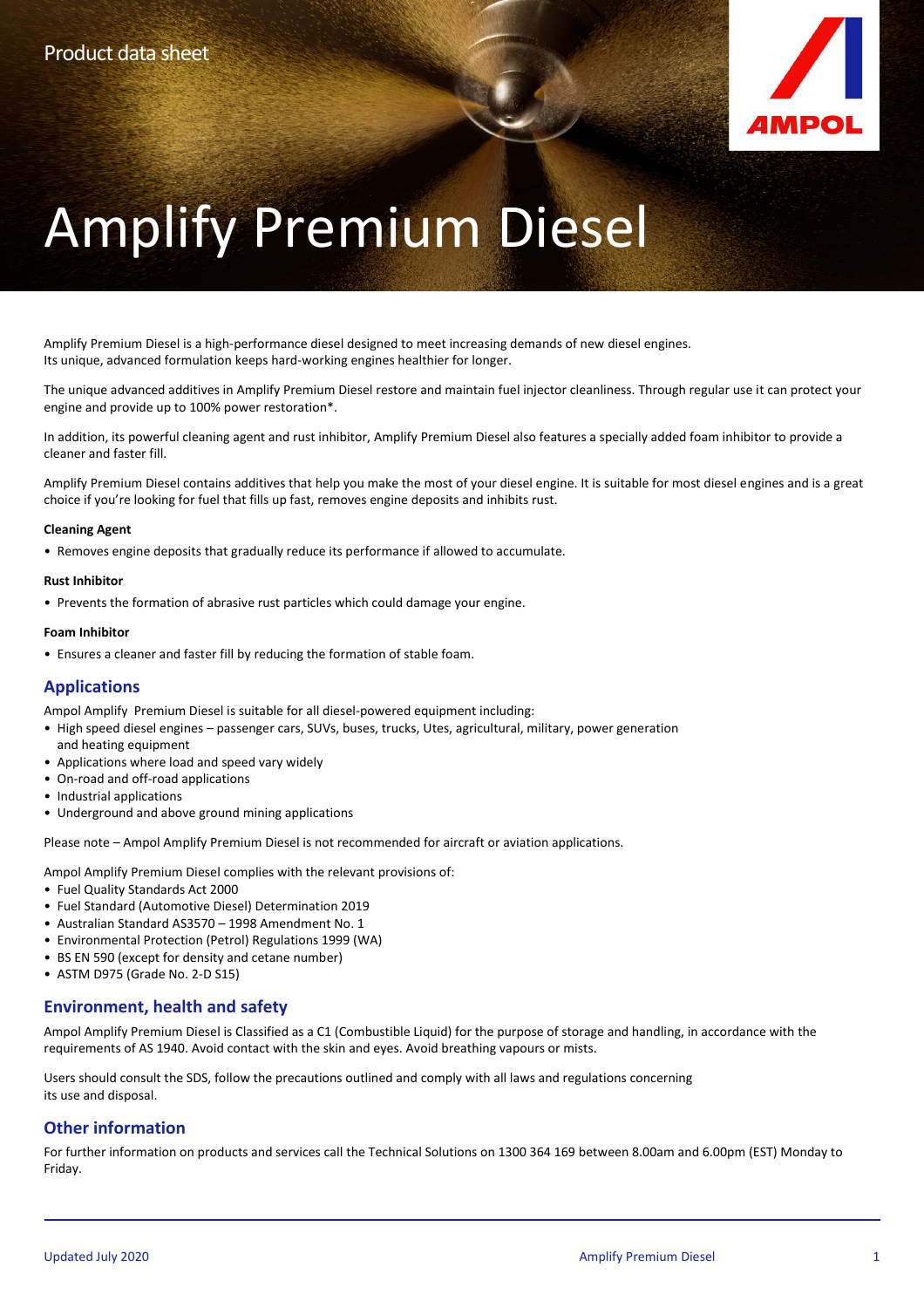Product data sheet

# Amplify Premium Diesel

Amplify Premium Diesel is a high-performance diesel designed to meet increasing demands of new diesel engines. Its unique, advanced formulation keeps hard-working engines healthier for longer.

The unique advanced additives in Amplify Premium Diesel restore and maintain fuel injector cleanliness. Through regular use it can protect your engine and provide up to 100% power restoration*.

In addition, its powerful cleaning agent and rust inhibitor, Amplify Premium Diesel also features a specially added foam inhibitor to provide a cleaner and faster fill.

Amplify Premium Diesel contains additives that help you make the most of your diesel engine. It is suitable for most diesel engines and is a great choice if you're looking for fuel that fills up fast, removes engine deposits and inhibits rust.

**Cleaning Agent**

- Removes engine deposits that gradually reduce its performance if allowed to accumulate.

**Rust Inhibitor**

- Prevents the formation of abrasive rust particles which could damage your engine.

**Foam Inhibitor**

- Ensures a cleaner and faster fill by reducing the formation of stable foam.

## Applications

Ampol Amplify Premium Diesel is suitable for all diesel-powered equipment including:

- High speed diesel engines – passenger cars, SUVs, buses, trucks, Utes, agricultural, military, power generation and heating equipment
- Applications where load and speed vary widely
- On-road and off-road applications
- Industrial applications
- Underground and above ground mining applications

Please note – Ampol Amplify Premium Diesel is not recommended for aircraft or aviation applications.

Ampol Amplify Premium Diesel complies with the relevant provisions of:

- Fuel Quality Standards Act 2000
- Fuel Standard (Automotive Diesel) Determination 2019
- Australian Standard AS3570 – 1998 Amendment No. 1
- Environmental Protection (Petrol) Regulations 1999 (WA)
- BS EN 590 (except for density and cetane number)
- ASTM D975 (Grade No. 2-D S15)

## Environment, health and safety

Ampol Amplify Premium Diesel is Classified as a C1 (Combustible Liquid) for the purpose of storage and handling, in accordance with the requirements of AS 1940. Avoid contact with the skin and eyes. Avoid breathing vapours or mists.

Users should consult the SDS, follow the precautions outlined and comply with all laws and regulations concerning its use and disposal.

## Other information

For further information on products and services call the Technical Solutions on 1300 364 169 between 8.00am and 6.00pm (EST) Monday to Friday.

Updated July 2020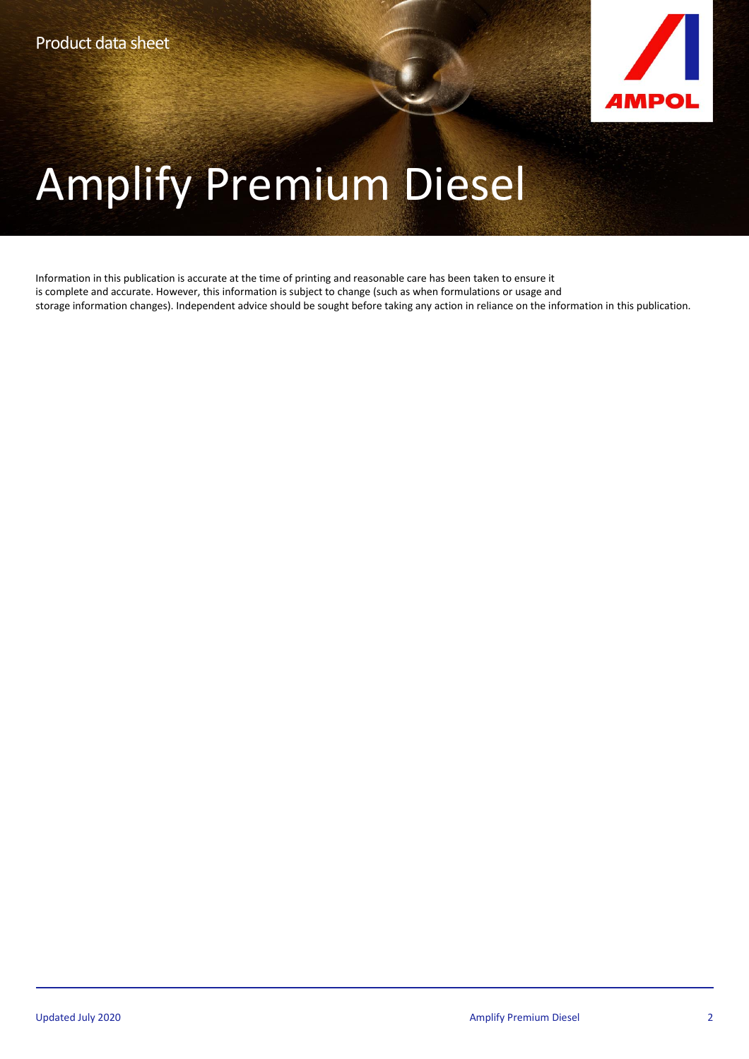Product data sheet

# Amplify Premium Diesel

Information in this publication is accurate at the time of printing and reasonable care has been taken to ensure it is complete and accurate. However, this information is subject to change (such as when formulations or usage and storage information changes). Independent advice should be sought before taking any action in reliance on the information in this publication.